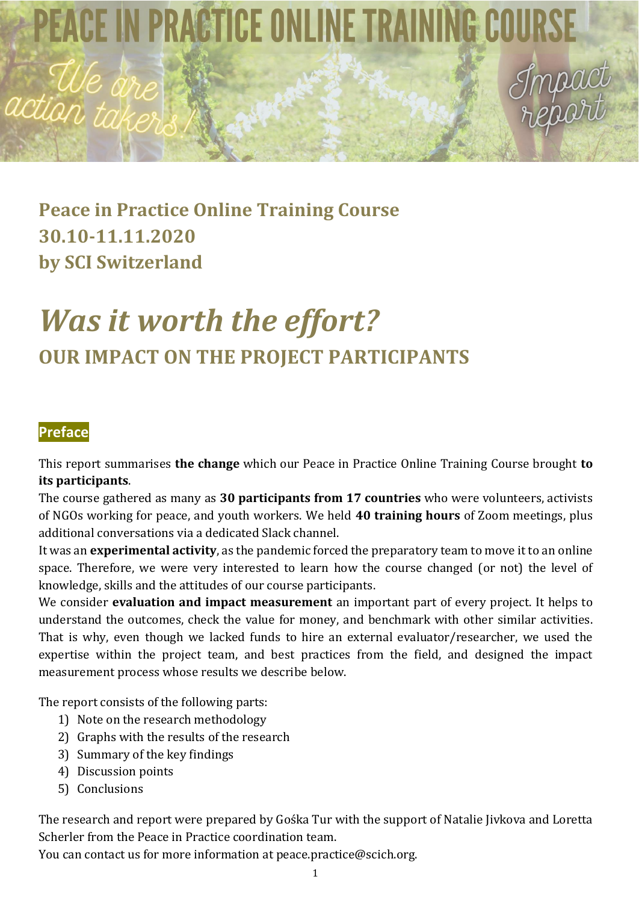# PEACE IN PRACTICE ONLINE TRAINING COURSE

We are action takers!

Impact report

## Peace in Practice Online Training Course
## 30.10-11.11.2020
## by SCI Switzerland

# *Was it worth the effort?*

## OUR IMPACT ON THE PROJECT PARTICIPANTS

### Preface

This report summarises **the change** which our Peace in Practice Online Training Course brought **to its participants**.

The course gathered as many as **30 participants from 17 countries** who were volunteers, activists of NGOs working for peace, and youth workers. We held **40 training hours** of Zoom meetings, plus additional conversations via a dedicated Slack channel.

It was an **experimental activity**, as the pandemic forced the preparatory team to move it to an online space. Therefore, we were very interested to learn how the course changed (or not) the level of knowledge, skills and the attitudes of our course participants.

We consider **evaluation and impact measurement** an important part of every project. It helps to understand the outcomes, check the value for money, and benchmark with other similar activities. That is why, even though we lacked funds to hire an external evaluator/researcher, we used the expertise within the project team, and best practices from the field, and designed the impact measurement process whose results we describe below.

The report consists of the following parts:

1) Note on the research methodology
2) Graphs with the results of the research
3) Summary of the key findings
4) Discussion points
5) Conclusions

The research and report were prepared by Gośka Tur with the support of Natalie Jivkova and Loretta Scherler from the Peace in Practice coordination team.
You can contact us for more information at peace.practice@scich.org.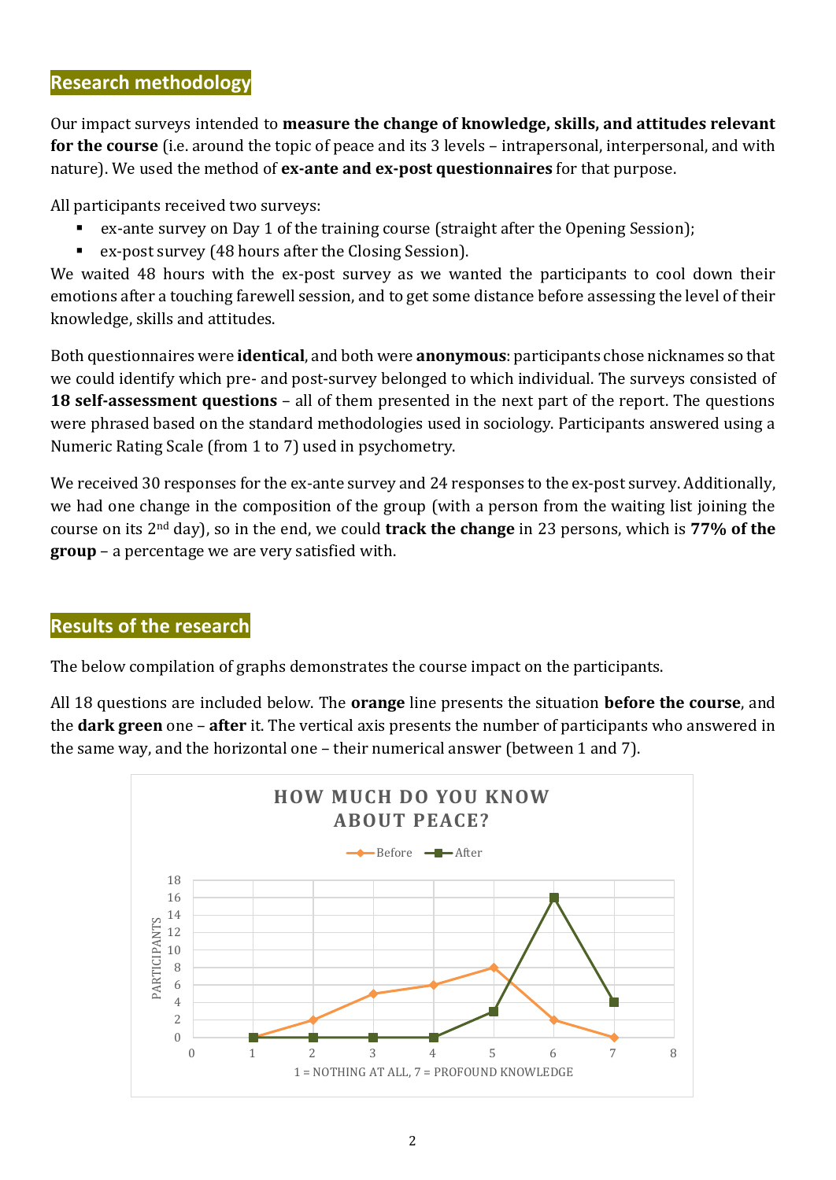## Research methodology

Our impact surveys intended to **measure the change of knowledge, skills, and attitudes relevant for the course** (i.e. around the topic of peace and its 3 levels – intrapersonal, interpersonal, and with nature). We used the method of **ex-ante and ex-post questionnaires** for that purpose.

All participants received two surveys:

- ex-ante survey on Day 1 of the training course (straight after the Opening Session);
- ex-post survey (48 hours after the Closing Session).

We waited 48 hours with the ex-post survey as we wanted the participants to cool down their emotions after a touching farewell session, and to get some distance before assessing the level of their knowledge, skills and attitudes.

Both questionnaires were **identical**, and both were **anonymous**: participants chose nicknames so that we could identify which pre- and post-survey belonged to which individual. The surveys consisted of **18 self-assessment questions** – all of them presented in the next part of the report. The questions were phrased based on the standard methodologies used in sociology. Participants answered using a Numeric Rating Scale (from 1 to 7) used in psychometry.

We received 30 responses for the ex-ante survey and 24 responses to the ex-post survey. Additionally, we had one change in the composition of the group (with a person from the waiting list joining the course on its 2nd day), so in the end, we could **track the change** in 23 persons, which is **77% of the group** – a percentage we are very satisfied with.

## Results of the research

The below compilation of graphs demonstrates the course impact on the participants.

All 18 questions are included below. The **orange** line presents the situation **before the course**, and the **dark green** one – **after** it. The vertical axis presents the number of participants who answered in the same way, and the horizontal one – their numerical answer (between 1 and 7).

**HOW MUCH DO YOU KNOW ABOUT PEACE?**

| Answer (1 = NOTHING AT ALL, 7 = PROFOUND KNOWLEDGE) | 1 | 2 | 3 | 4 | 5 | 6 | 7 |
|---|---|---|---|---|---|---|---|
| Before | 0 | 2 | 5 | 6 | 8 | 2 | 0 |
| After | 0 | 0 | 0 | 0 | 3 | 16 | 4 |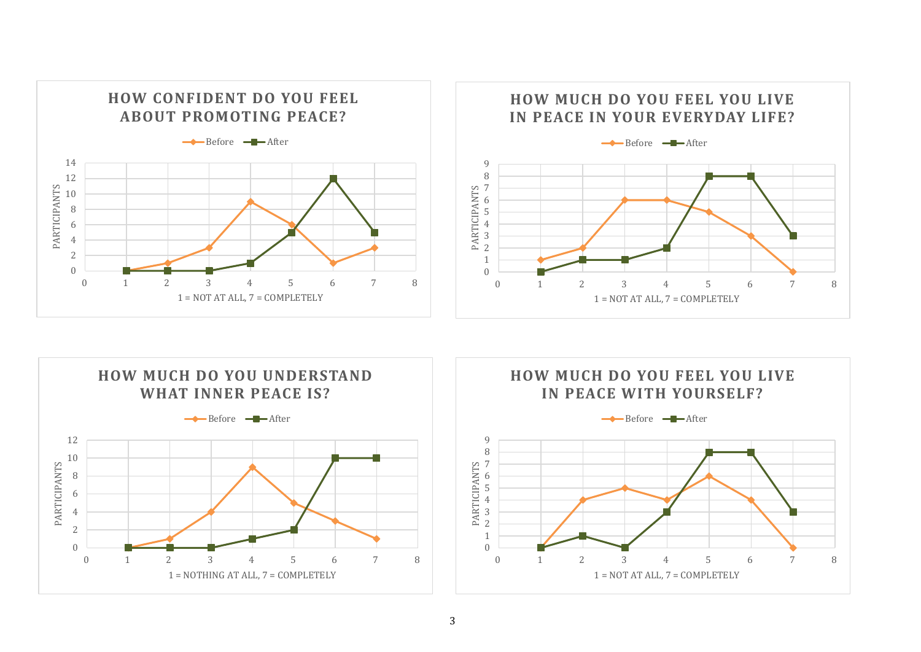## HOW CONFIDENT DO YOU FEEL ABOUT PROMOTING PEACE?

PARTICIPANTS vs. 1 = NOT AT ALL, 7 = COMPLETELY

| | 1 | 2 | 3 | 4 | 5 | 6 | 7 |
|---|---|---|---|---|---|---|---|
| Before | 0 | 1 | 3 | 9 | 6 | 1 | 3 |
| After | 0 | 0 | 0 | 1 | 5 | 12 | 5 |

## HOW MUCH DO YOU FEEL YOU LIVE IN PEACE IN YOUR EVERYDAY LIFE?

PARTICIPANTS vs. 1 = NOT AT ALL, 7 = COMPLETELY

| | 1 | 2 | 3 | 4 | 5 | 6 | 7 |
|---|---|---|---|---|---|---|---|
| Before | 1 | 2 | 6 | 6 | 5 | 3 | 0 |
| After | 0 | 1 | 1 | 2 | 8 | 8 | 3 |

## HOW MUCH DO YOU UNDERSTAND WHAT INNER PEACE IS?

PARTICIPANTS vs. 1 = NOTHING AT ALL, 7 = COMPLETELY

| | 1 | 2 | 3 | 4 | 5 | 6 | 7 |
|---|---|---|---|---|---|---|---|
| Before | 0 | 1 | 4 | 9 | 5 | 3 | 1 |
| After | 0 | 0 | 0 | 1 | 2 | 10 | 10 |

## HOW MUCH DO YOU FEEL YOU LIVE IN PEACE WITH YOURSELF?

PARTICIPANTS vs. 1 = NOT AT ALL, 7 = COMPLETELY

| | 1 | 2 | 3 | 4 | 5 | 6 | 7 |
|---|---|---|---|---|---|---|---|
| Before | 0 | 4 | 5 | 4 | 6 | 4 | 0 |
| After | 0 | 1 | 0 | 3 | 8 | 8 | 3 |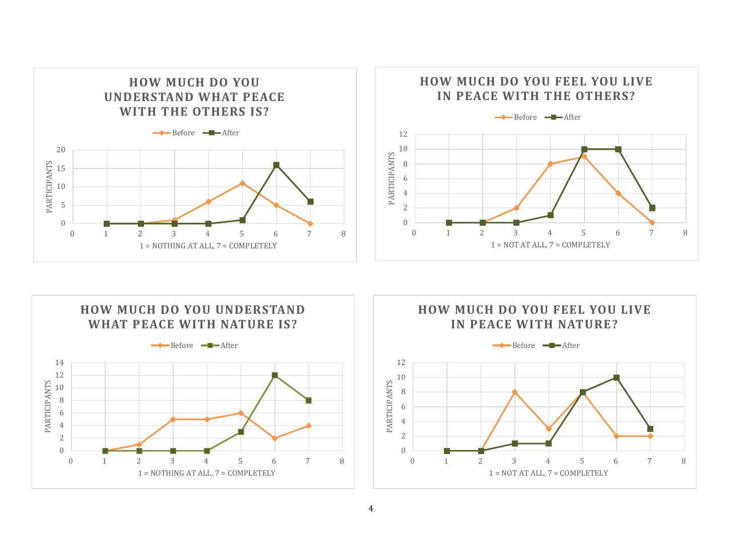## HOW MUCH DO YOU UNDERSTAND WHAT PEACE WITH THE OTHERS IS?

| 1 = NOTHING AT ALL, 7 = COMPLETELY | 1 | 2 | 3 | 4 | 5 | 6 | 7 |
|---|---|---|---|---|---|---|---|
| Before | 0 | 0 | 1 | 6 | 11 | 5 | 0 |
| After | 0 | 0 | 0 | 0 | 1 | 16 | 6 |

## HOW MUCH DO YOU FEEL YOU LIVE IN PEACE WITH THE OTHERS?

| 1 = NOT AT ALL, 7 = COMPLETELY | 1 | 2 | 3 | 4 | 5 | 6 | 7 |
|---|---|---|---|---|---|---|---|
| Before | 0 | 0 | 2 | 8 | 9 | 4 | 0 |
| After | 0 | 0 | 0 | 1 | 10 | 10 | 2 |

## HOW MUCH DO YOU UNDERSTAND WHAT PEACE WITH NATURE IS?

| 1 = NOTHING AT ALL, 7 = COMPLETELY | 1 | 2 | 3 | 4 | 5 | 6 | 7 |
|---|---|---|---|---|---|---|---|
| Before | 0 | 1 | 5 | 5 | 6 | 2 | 4 |
| After | 0 | 0 | 0 | 0 | 3 | 12 | 8 |

## HOW MUCH DO YOU FEEL YOU LIVE IN PEACE WITH NATURE?

| 1 = NOT AT ALL, 7 = COMPLETELY | 1 | 2 | 3 | 4 | 5 | 6 | 7 |
|---|---|---|---|---|---|---|---|
| Before | 0 | 0 | 8 | 3 | 8 | 2 | 2 |
| After | 0 | 0 | 1 | 1 | 8 | 10 | 3 |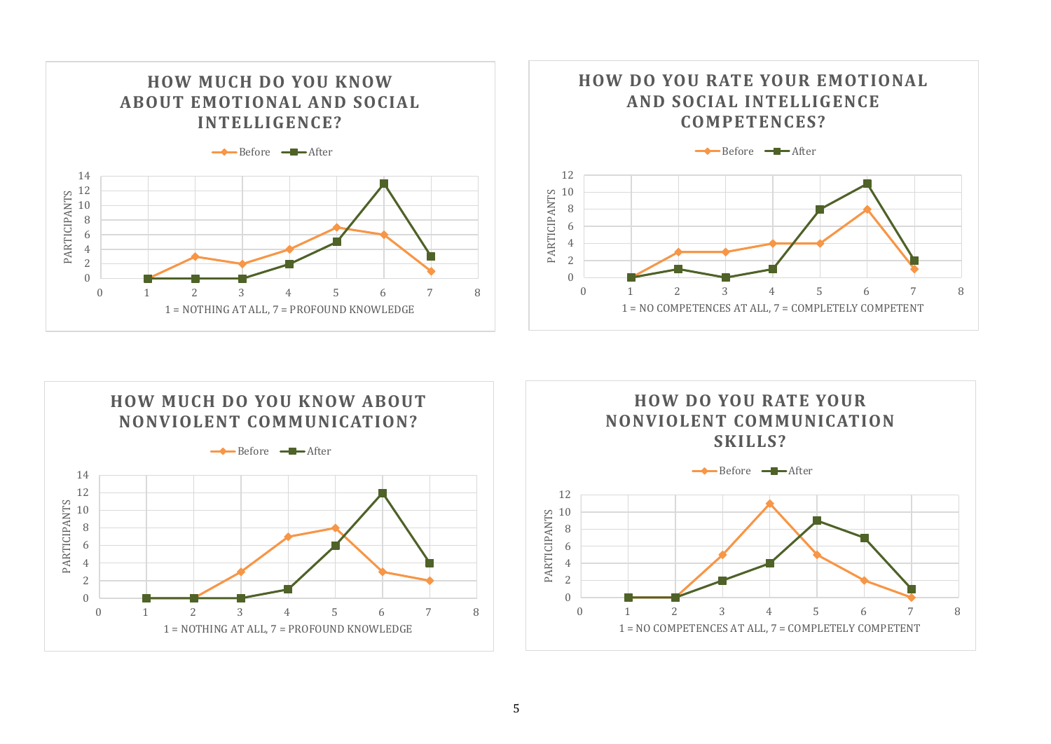### HOW MUCH DO YOU KNOW ABOUT EMOTIONAL AND SOCIAL INTELLIGENCE?

| 1 = NOTHING AT ALL, 7 = PROFOUND KNOWLEDGE | 1 | 2 | 3 | 4 | 5 | 6 | 7 |
|---|---|---|---|---|---|---|---|
| Before | 0 | 3 | 2 | 4 | 7 | 6 | 1 |
| After | 0 | 0 | 0 | 2 | 5 | 13 | 3 |

### HOW DO YOU RATE YOUR EMOTIONAL AND SOCIAL INTELLIGENCE COMPETENCES?

| 1 = NO COMPETENCES AT ALL, 7 = COMPLETELY COMPETENT | 1 | 2 | 3 | 4 | 5 | 6 | 7 |
|---|---|---|---|---|---|---|---|
| Before | 0 | 3 | 3 | 4 | 4 | 8 | 1 |
| After | 0 | 1 | 0 | 1 | 8 | 11 | 2 |

### HOW MUCH DO YOU KNOW ABOUT NONVIOLENT COMMUNICATION?

| 1 = NOTHING AT ALL, 7 = PROFOUND KNOWLEDGE | 1 | 2 | 3 | 4 | 5 | 6 | 7 |
|---|---|---|---|---|---|---|---|
| Before | 0 | 0 | 3 | 7 | 8 | 3 | 2 |
| After | 0 | 0 | 0 | 1 | 6 | 12 | 4 |

### HOW DO YOU RATE YOUR NONVIOLENT COMMUNICATION SKILLS?

| 1 = NO COMPETENCES AT ALL, 7 = COMPLETELY COMPETENT | 1 | 2 | 3 | 4 | 5 | 6 | 7 |
|---|---|---|---|---|---|---|---|
| Before | 0 | 0 | 5 | 11 | 5 | 2 | 0 |
| After | 0 | 0 | 2 | 4 | 9 | 7 | 1 |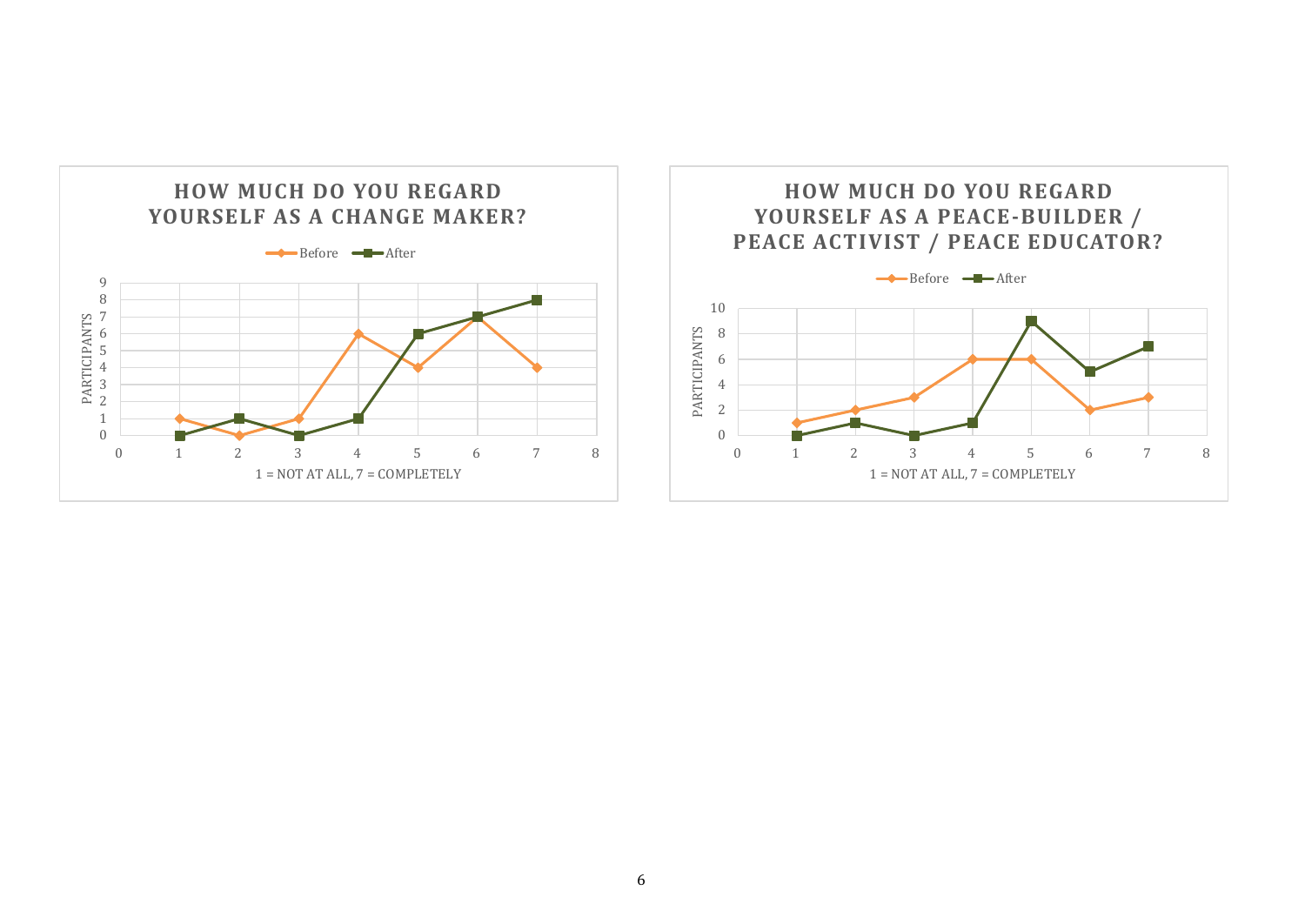**HOW MUCH DO YOU REGARD YOURSELF AS A CHANGE MAKER?**

| 1 = NOT AT ALL, 7 = COMPLETELY | 1 | 2 | 3 | 4 | 5 | 6 | 7 |
|---|---|---|---|---|---|---|---|
| Before (PARTICIPANTS) | 1 | 0 | 1 | 6 | 4 | 7 | 4 |
| After (PARTICIPANTS) | 0 | 1 | 0 | 1 | 6 | 7 | 8 |

**HOW MUCH DO YOU REGARD YOURSELF AS A PEACE-BUILDER / PEACE ACTIVIST / PEACE EDUCATOR?**

| 1 = NOT AT ALL, 7 = COMPLETELY | 1 | 2 | 3 | 4 | 5 | 6 | 7 |
|---|---|---|---|---|---|---|---|
| Before (PARTICIPANTS) | 1 | 2 | 3 | 6 | 6 | 2 | 3 |
| After (PARTICIPANTS) | 0 | 1 | 0 | 1 | 9 | 5 | 7 |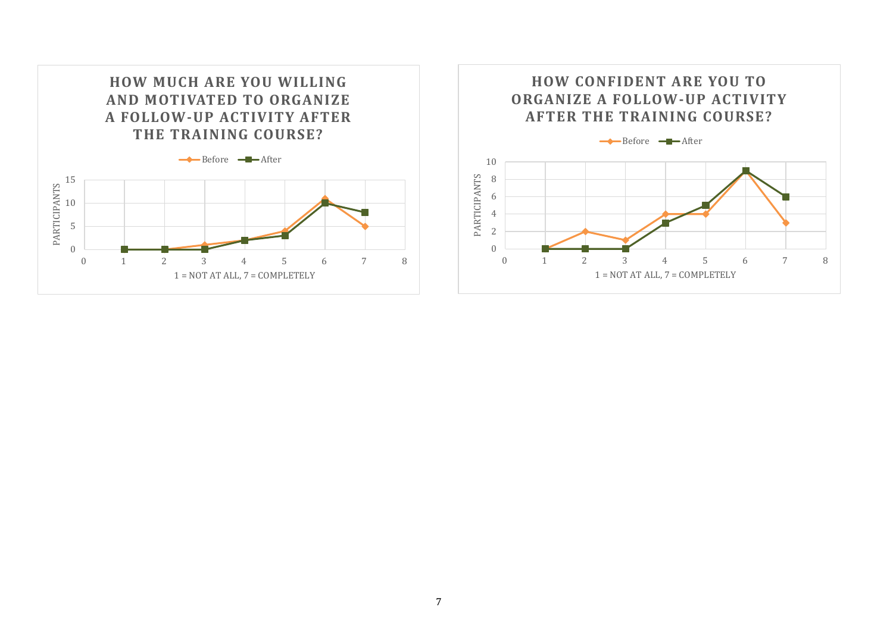**HOW MUCH ARE YOU WILLING AND MOTIVATED TO ORGANIZE A FOLLOW-UP ACTIVITY AFTER THE TRAINING COURSE?**

| 1 = NOT AT ALL, 7 = COMPLETELY | 1 | 2 | 3 | 4 | 5 | 6 | 7 |
|---|---|---|---|---|---|---|---|
| Before (participants) | 0 | 0 | 1 | 2 | 4 | 11 | 5 |
| After (participants) | 0 | 0 | 0 | 2 | 3 | 10 | 8 |

**HOW CONFIDENT ARE YOU TO ORGANIZE A FOLLOW-UP ACTIVITY AFTER THE TRAINING COURSE?**

| 1 = NOT AT ALL, 7 = COMPLETELY | 1 | 2 | 3 | 4 | 5 | 6 | 7 |
|---|---|---|---|---|---|---|---|
| Before (participants) | 0 | 2 | 1 | 4 | 4 | 9 | 3 |
| After (participants) | 0 | 0 | 0 | 3 | 5 | 9 | 6 |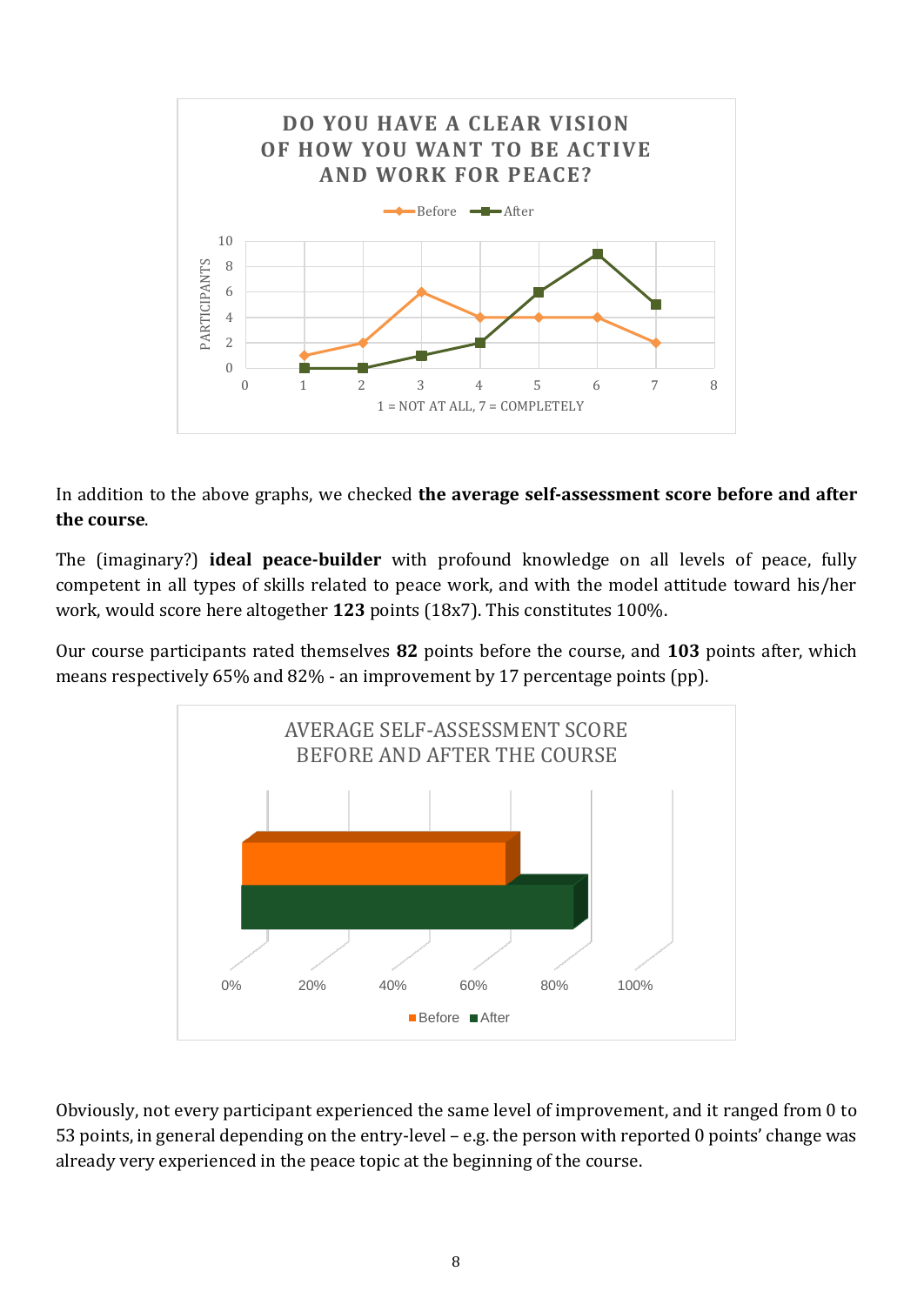In addition to the above graphs, we checked **the average self-assessment score before and after the course**.

The (imaginary?) **ideal peace-builder** with profound knowledge on all levels of peace, fully competent in all types of skills related to peace work, and with the model attitude toward his/her work, would score here altogether **123** points (18x7). This constitutes 100%.

Our course participants rated themselves **82** points before the course, and **103** points after, which means respectively 65% and 82% - an improvement by 17 percentage points (pp).

Obviously, not every participant experienced the same level of improvement, and it ranged from 0 to 53 points, in general depending on the entry-level – e.g. the person with reported 0 points' change was already very experienced in the peace topic at the beginning of the course.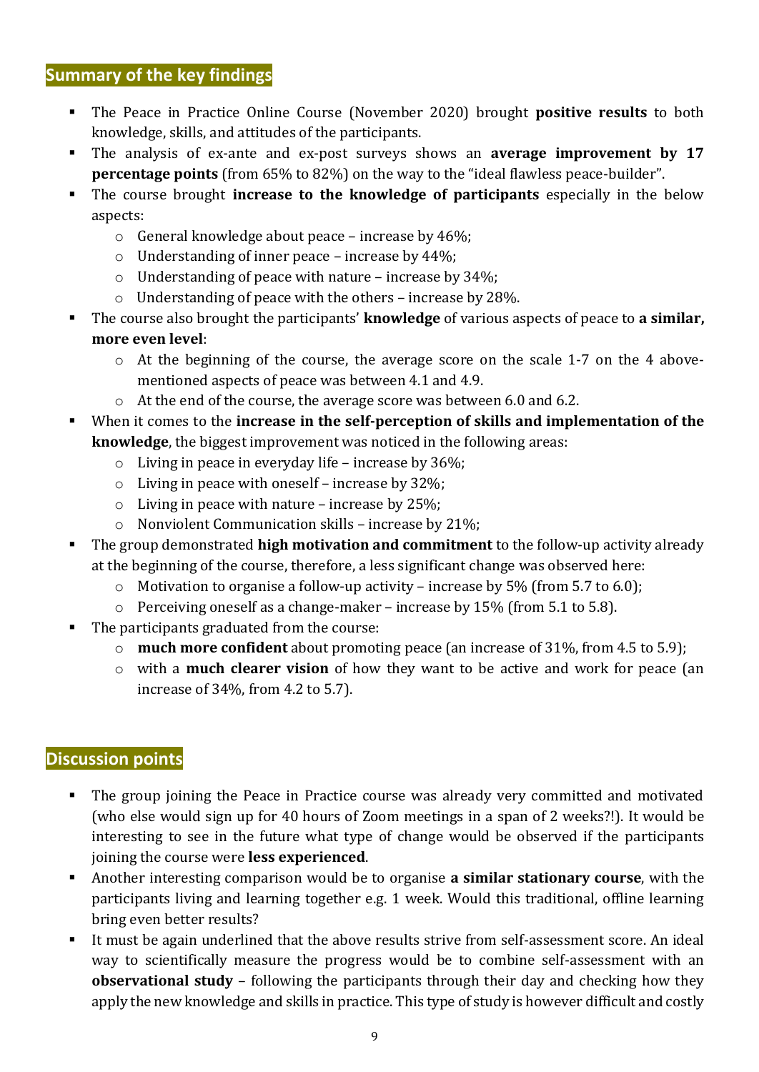## Summary of the key findings

- The Peace in Practice Online Course (November 2020) brought **positive results** to both knowledge, skills, and attitudes of the participants.
- The analysis of ex-ante and ex-post surveys shows an **average improvement by 17 percentage points** (from 65% to 82%) on the way to the "ideal flawless peace-builder".
- The course brought **increase to the knowledge of participants** especially in the below aspects:
  - General knowledge about peace – increase by 46%;
  - Understanding of inner peace – increase by 44%;
  - Understanding of peace with nature – increase by 34%;
  - Understanding of peace with the others – increase by 28%.
- The course also brought the participants' **knowledge** of various aspects of peace to **a similar, more even level**:
  - At the beginning of the course, the average score on the scale 1-7 on the 4 above-mentioned aspects of peace was between 4.1 and 4.9.
  - At the end of the course, the average score was between 6.0 and 6.2.
- When it comes to the **increase in the self-perception of skills and implementation of the knowledge**, the biggest improvement was noticed in the following areas:
  - Living in peace in everyday life – increase by 36%;
  - Living in peace with oneself – increase by 32%;
  - Living in peace with nature – increase by 25%;
  - Nonviolent Communication skills – increase by 21%;
- The group demonstrated **high motivation and commitment** to the follow-up activity already at the beginning of the course, therefore, a less significant change was observed here:
  - Motivation to organise a follow-up activity – increase by 5% (from 5.7 to 6.0);
  - Perceiving oneself as a change-maker – increase by 15% (from 5.1 to 5.8).
- The participants graduated from the course:
  - **much more confident** about promoting peace (an increase of 31%, from 4.5 to 5.9);
  - with a **much clearer vision** of how they want to be active and work for peace (an increase of 34%, from 4.2 to 5.7).

## Discussion points

- The group joining the Peace in Practice course was already very committed and motivated (who else would sign up for 40 hours of Zoom meetings in a span of 2 weeks?!). It would be interesting to see in the future what type of change would be observed if the participants joining the course were **less experienced**.
- Another interesting comparison would be to organise **a similar stationary course**, with the participants living and learning together e.g. 1 week. Would this traditional, offline learning bring even better results?
- It must be again underlined that the above results strive from self-assessment score. An ideal way to scientifically measure the progress would be to combine self-assessment with an **observational study** – following the participants through their day and checking how they apply the new knowledge and skills in practice. This type of study is however difficult and costly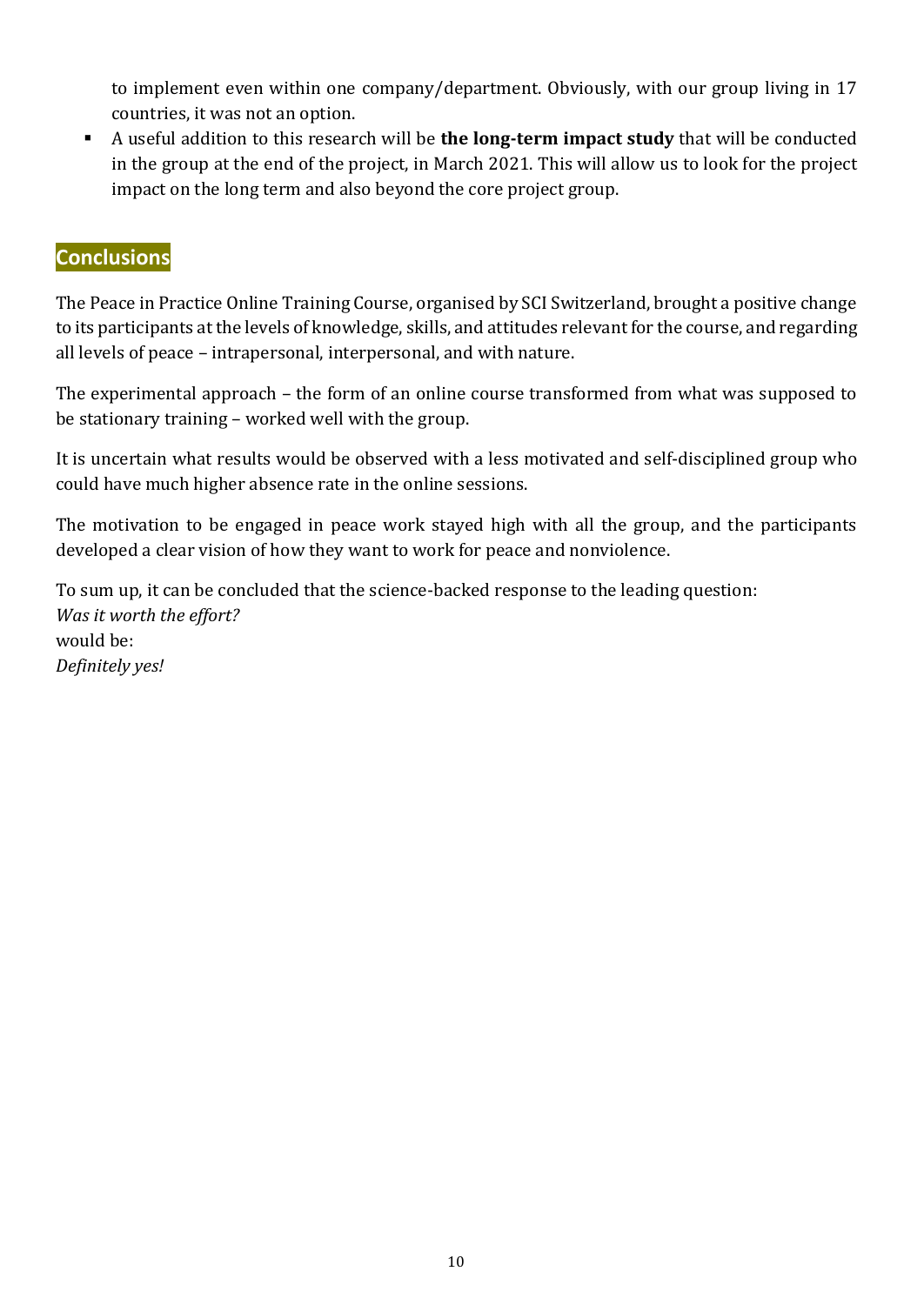to implement even within one company/department. Obviously, with our group living in 17 countries, it was not an option.

- A useful addition to this research will be **the long-term impact study** that will be conducted in the group at the end of the project, in March 2021. This will allow us to look for the project impact on the long term and also beyond the core project group.

## Conclusions

The Peace in Practice Online Training Course, organised by SCI Switzerland, brought a positive change to its participants at the levels of knowledge, skills, and attitudes relevant for the course, and regarding all levels of peace – intrapersonal, interpersonal, and with nature.

The experimental approach – the form of an online course transformed from what was supposed to be stationary training – worked well with the group.

It is uncertain what results would be observed with a less motivated and self-disciplined group who could have much higher absence rate in the online sessions.

The motivation to be engaged in peace work stayed high with all the group, and the participants developed a clear vision of how they want to work for peace and nonviolence.

To sum up, it can be concluded that the science-backed response to the leading question:
*Was it worth the effort?*
would be:
*Definitely yes!*